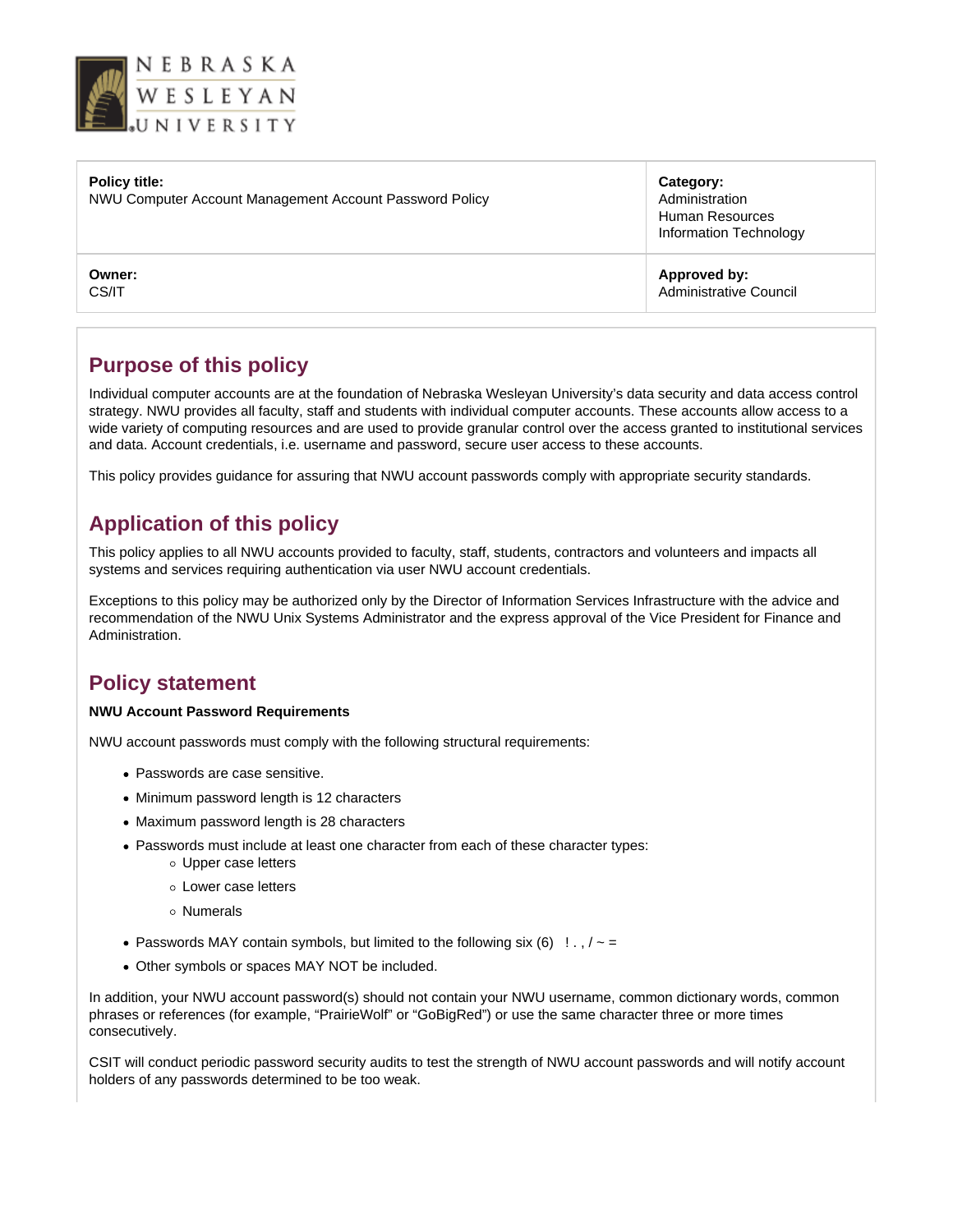| **Policy title:**<br>NWU Computer Account Management Account Password Policy | **Category:**<br>Administration<br>Human Resources<br>Information Technology |
| --- | --- |
| **Owner:**<br>CS/IT | **Approved by:**<br>Administrative Council |

## Purpose of this policy

Individual computer accounts are at the foundation of Nebraska Wesleyan University's data security and data access control strategy. NWU provides all faculty, staff and students with individual computer accounts. These accounts allow access to a wide variety of computing resources and are used to provide granular control over the access granted to institutional services and data. Account credentials, i.e. username and password, secure user access to these accounts.

This policy provides guidance for assuring that NWU account passwords comply with appropriate security standards.

## Application of this policy

This policy applies to all NWU accounts provided to faculty, staff, students, contractors and volunteers and impacts all systems and services requiring authentication via user NWU account credentials.

Exceptions to this policy may be authorized only by the Director of Information Services Infrastructure with the advice and recommendation of the NWU Unix Systems Administrator and the express approval of the Vice President for Finance and Administration.

## Policy statement

**NWU Account Password Requirements**

NWU account passwords must comply with the following structural requirements:

- Passwords are case sensitive.
- Minimum password length is 12 characters
- Maximum password length is 28 characters
- Passwords must include at least one character from each of these character types:
  - Upper case letters
  - Lower case letters
  - Numerals
- Passwords MAY contain symbols, but limited to the following six (6)   ! . , / ~ =
- Other symbols or spaces MAY NOT be included.

In addition, your NWU account password(s) should not contain your NWU username, common dictionary words, common phrases or references (for example, "PrairieWolf" or "GoBigRed") or use the same character three or more times consecutively.

CSIT will conduct periodic password security audits to test the strength of NWU account passwords and will notify account holders of any passwords determined to be too weak.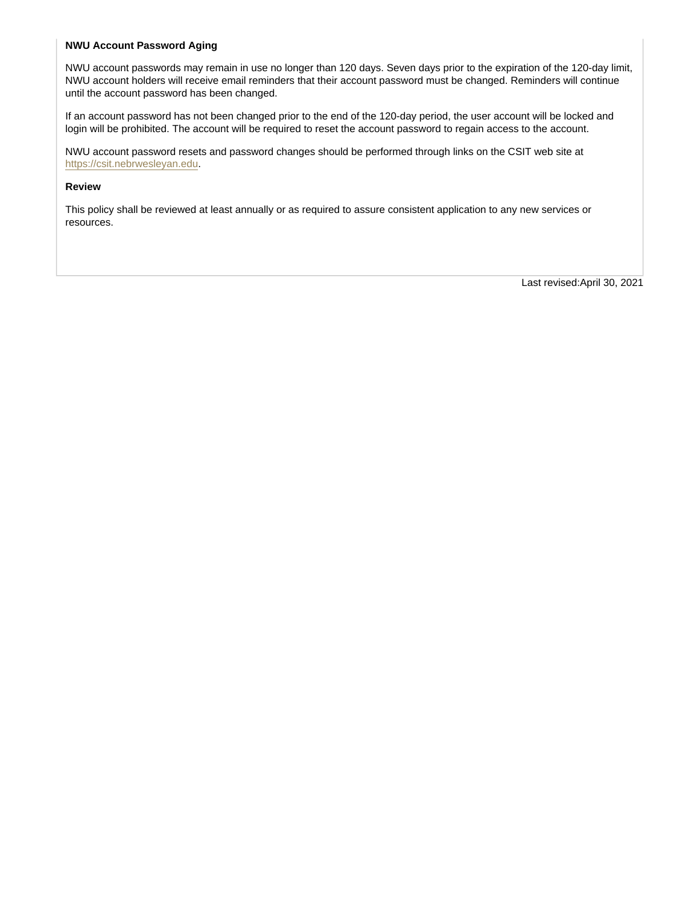**NWU Account Password Aging**

NWU account passwords may remain in use no longer than 120 days. Seven days prior to the expiration of the 120-day limit, NWU account holders will receive email reminders that their account password must be changed. Reminders will continue until the account password has been changed.

If an account password has not been changed prior to the end of the 120-day period, the user account will be locked and login will be prohibited. The account will be required to reset the account password to regain access to the account.

NWU account password resets and password changes should be performed through links on the CSIT web site at [https://csit.nebrwesleyan.edu](https://csit.nebrwesleyan.edu).

**Review**

This policy shall be reviewed at least annually or as required to assure consistent application to any new services or resources.

Last revised:April 30, 2021